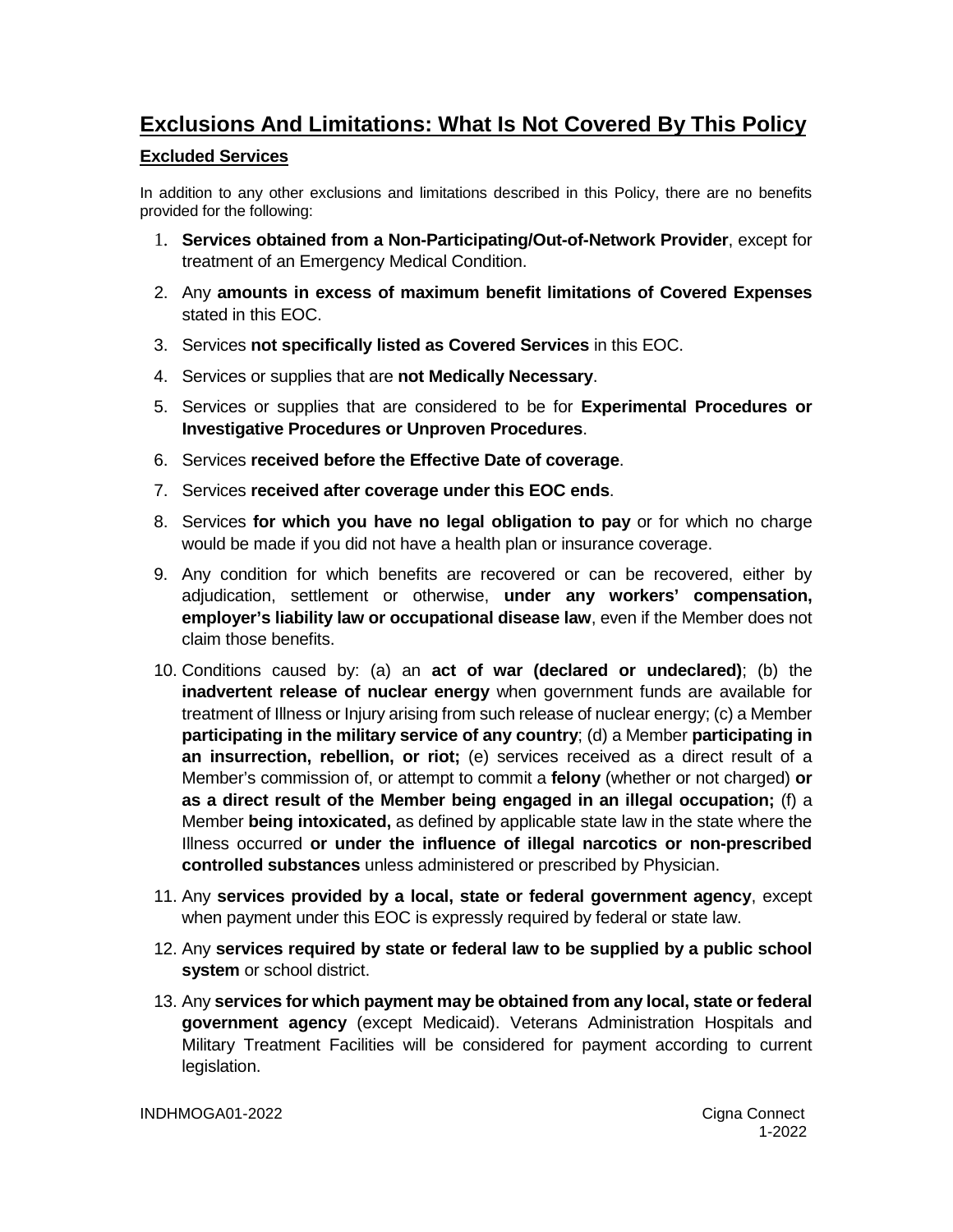# Exclusions And Limitations: What Is Not Covered By This Policy

## Excluded Services

In addition to any other exclusions and limitations described in this Policy, there are no benefits provided for the following:

1. **Services obtained from a Non-Participating/Out-of-Network Provider**, except for treatment of an Emergency Medical Condition.
2. Any **amounts in excess of maximum benefit limitations of Covered Expenses** stated in this EOC.
3. Services **not specifically listed as Covered Services** in this EOC.
4. Services or supplies that are **not Medically Necessary**.
5. Services or supplies that are considered to be for **Experimental Procedures or Investigative Procedures or Unproven Procedures**.
6. Services **received before the Effective Date of coverage**.
7. Services **received after coverage under this EOC ends**.
8. Services **for which you have no legal obligation to pay** or for which no charge would be made if you did not have a health plan or insurance coverage.
9. Any condition for which benefits are recovered or can be recovered, either by adjudication, settlement or otherwise, **under any workers' compensation, employer's liability law or occupational disease law**, even if the Member does not claim those benefits.
10. Conditions caused by: (a) an **act of war (declared or undeclared)**; (b) the **inadvertent release of nuclear energy** when government funds are available for treatment of Illness or Injury arising from such release of nuclear energy; (c) a Member **participating in the military service of any country**; (d) a Member **participating in an insurrection, rebellion, or riot;** (e) services received as a direct result of a Member's commission of, or attempt to commit a **felony** (whether or not charged) **or as a direct result of the Member being engaged in an illegal occupation;** (f) a Member **being intoxicated,** as defined by applicable state law in the state where the Illness occurred **or under the influence of illegal narcotics or non-prescribed controlled substances** unless administered or prescribed by Physician.
11. Any **services provided by a local, state or federal government agency**, except when payment under this EOC is expressly required by federal or state law.
12. Any **services required by state or federal law to be supplied by a public school system** or school district.
13. Any **services for which payment may be obtained from any local, state or federal government agency** (except Medicaid). Veterans Administration Hospitals and Military Treatment Facilities will be considered for payment according to current legislation.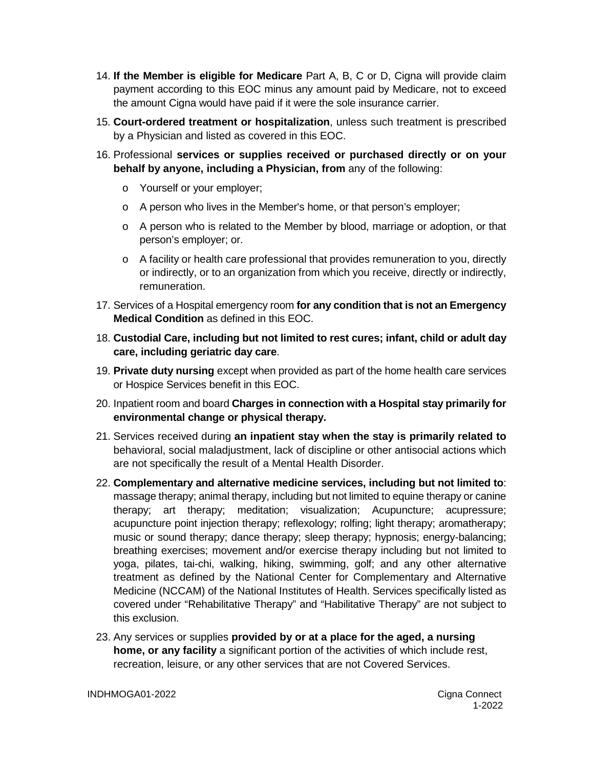14. **If the Member is eligible for Medicare** Part A, B, C or D, Cigna will provide claim payment according to this EOC minus any amount paid by Medicare, not to exceed the amount Cigna would have paid if it were the sole insurance carrier.

15. **Court-ordered treatment or hospitalization**, unless such treatment is prescribed by a Physician and listed as covered in this EOC.

16. Professional **services or supplies received or purchased directly or on your behalf by anyone, including a Physician, from** any of the following:

    - Yourself or your employer;
    - A person who lives in the Member's home, or that person's employer;
    - A person who is related to the Member by blood, marriage or adoption, or that person's employer; or.
    - A facility or health care professional that provides remuneration to you, directly or indirectly, or to an organization from which you receive, directly or indirectly, remuneration.

17. Services of a Hospital emergency room **for any condition that is not an Emergency Medical Condition** as defined in this EOC.

18. **Custodial Care, including but not limited to rest cures; infant, child or adult day care, including geriatric day care**.

19. **Private duty nursing** except when provided as part of the home health care services or Hospice Services benefit in this EOC.

20. Inpatient room and board **Charges in connection with a Hospital stay primarily for environmental change or physical therapy.**

21. Services received during **an inpatient stay when the stay is primarily related to** behavioral, social maladjustment, lack of discipline or other antisocial actions which are not specifically the result of a Mental Health Disorder.

22. **Complementary and alternative medicine services, including but not limited to**: massage therapy; animal therapy, including but not limited to equine therapy or canine therapy; art therapy; meditation; visualization; Acupuncture; acupressure; acupuncture point injection therapy; reflexology; rolfing; light therapy; aromatherapy; music or sound therapy; dance therapy; sleep therapy; hypnosis; energy-balancing; breathing exercises; movement and/or exercise therapy including but not limited to yoga, pilates, tai-chi, walking, hiking, swimming, golf; and any other alternative treatment as defined by the National Center for Complementary and Alternative Medicine (NCCAM) of the National Institutes of Health. Services specifically listed as covered under "Rehabilitative Therapy" and "Habilitative Therapy" are not subject to this exclusion.

23. Any services or supplies **provided by or at a place for the aged, a nursing home, or any facility** a significant portion of the activities of which include rest, recreation, leisure, or any other services that are not Covered Services.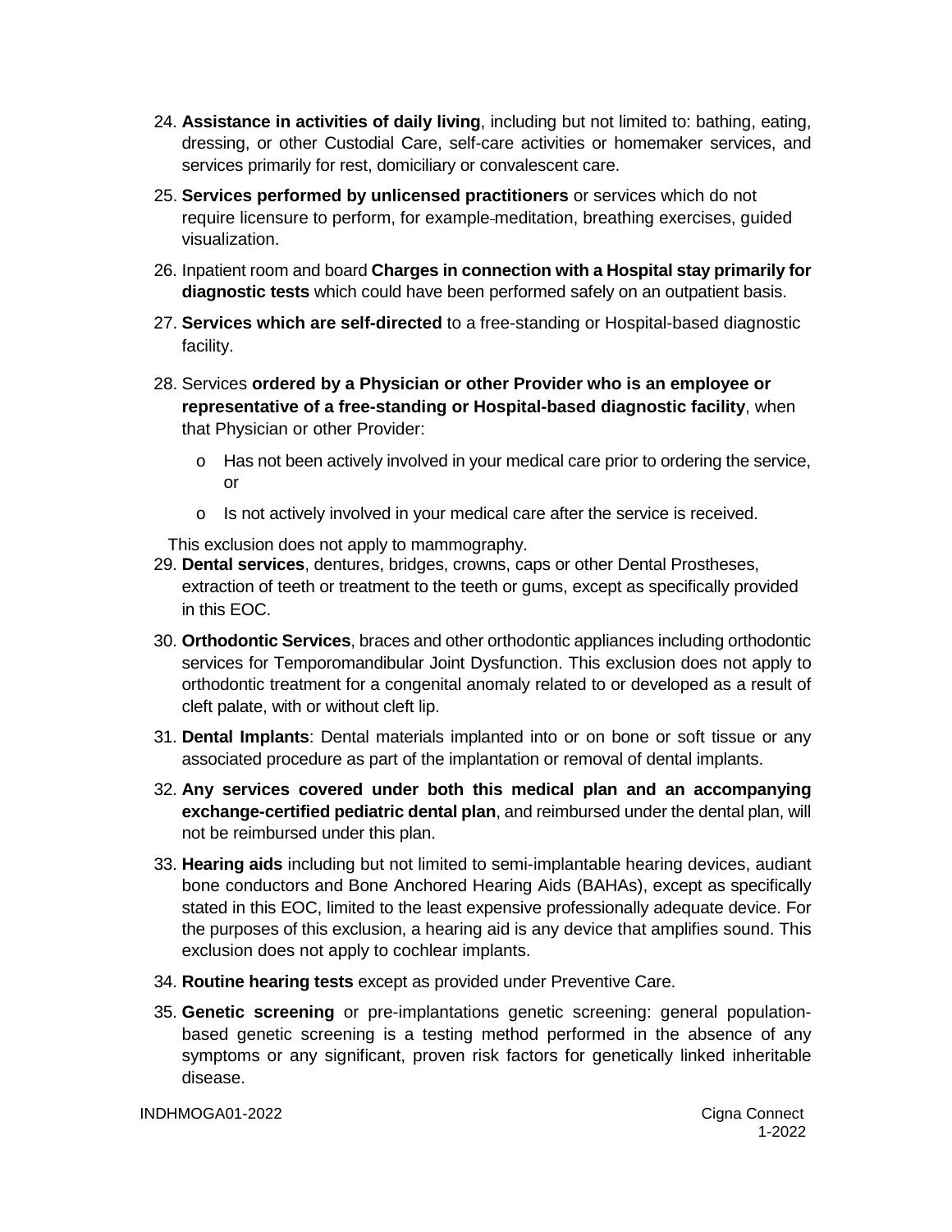24. **Assistance in activities of daily living**, including but not limited to: bathing, eating, dressing, or other Custodial Care, self-care activities or homemaker services, and services primarily for rest, domiciliary or convalescent care.

25. **Services performed by unlicensed practitioners** or services which do not require licensure to perform, for example-meditation, breathing exercises, guided visualization.

26. Inpatient room and board **Charges in connection with a Hospital stay primarily for diagnostic tests** which could have been performed safely on an outpatient basis.

27. **Services which are self-directed** to a free-standing or Hospital-based diagnostic facility.

28. Services **ordered by a Physician or other Provider who is an employee or representative of a free-standing or Hospital-based diagnostic facility**, when that Physician or other Provider:

    - Has not been actively involved in your medical care prior to ordering the service, or
    - Is not actively involved in your medical care after the service is received.

    This exclusion does not apply to mammography.

29. **Dental services**, dentures, bridges, crowns, caps or other Dental Prostheses, extraction of teeth or treatment to the teeth or gums, except as specifically provided in this EOC.

30. **Orthodontic Services**, braces and other orthodontic appliances including orthodontic services for Temporomandibular Joint Dysfunction. This exclusion does not apply to orthodontic treatment for a congenital anomaly related to or developed as a result of cleft palate, with or without cleft lip.

31. **Dental Implants**: Dental materials implanted into or on bone or soft tissue or any associated procedure as part of the implantation or removal of dental implants.

32. **Any services covered under both this medical plan and an accompanying exchange-certified pediatric dental plan**, and reimbursed under the dental plan, will not be reimbursed under this plan.

33. **Hearing aids** including but not limited to semi-implantable hearing devices, audiant bone conductors and Bone Anchored Hearing Aids (BAHAs), except as specifically stated in this EOC, limited to the least expensive professionally adequate device. For the purposes of this exclusion, a hearing aid is any device that amplifies sound. This exclusion does not apply to cochlear implants.

34. **Routine hearing tests** except as provided under Preventive Care.

35. **Genetic screening** or pre-implantations genetic screening: general population-based genetic screening is a testing method performed in the absence of any symptoms or any significant, proven risk factors for genetically linked inheritable disease.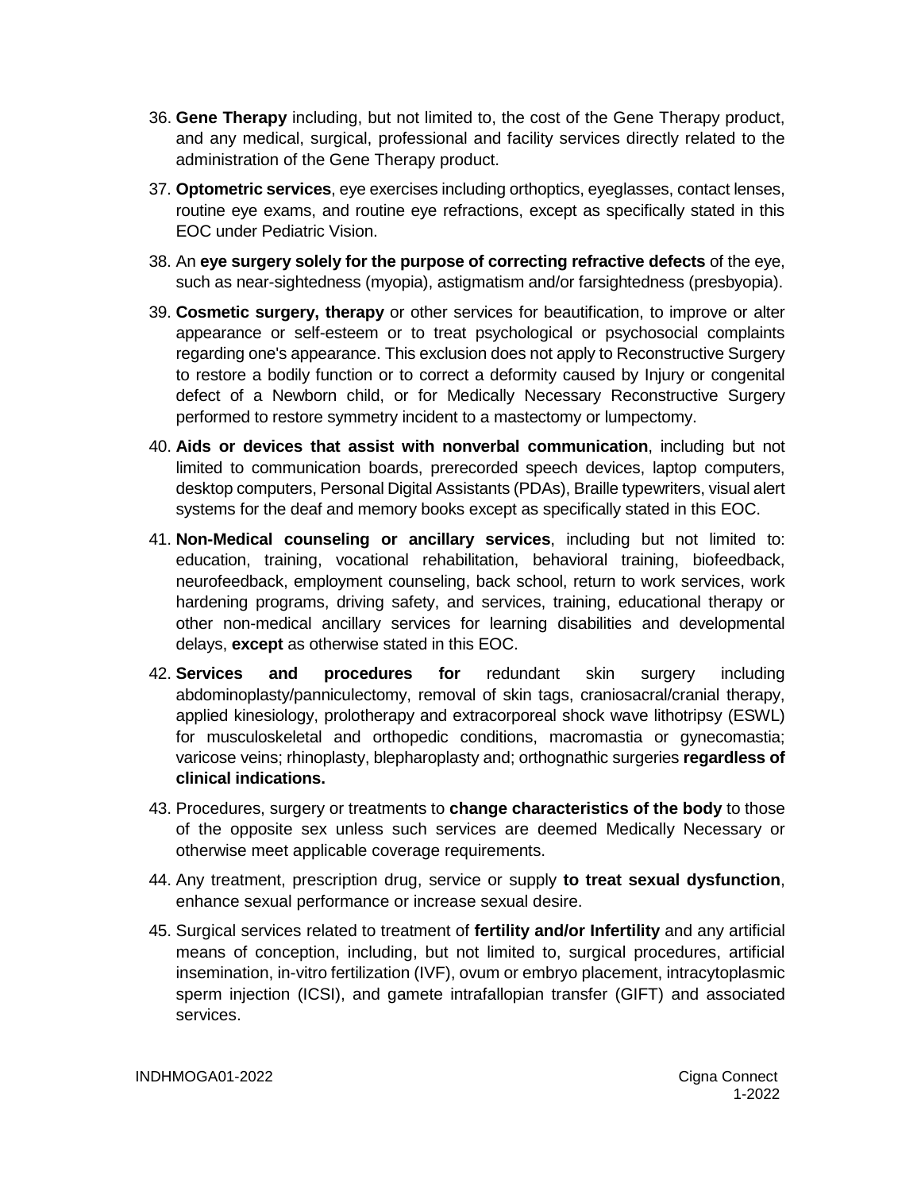36. **Gene Therapy** including, but not limited to, the cost of the Gene Therapy product, and any medical, surgical, professional and facility services directly related to the administration of the Gene Therapy product.

37. **Optometric services**, eye exercises including orthoptics, eyeglasses, contact lenses, routine eye exams, and routine eye refractions, except as specifically stated in this EOC under Pediatric Vision.

38. An **eye surgery solely for the purpose of correcting refractive defects** of the eye, such as near-sightedness (myopia), astigmatism and/or farsightedness (presbyopia).

39. **Cosmetic surgery, therapy** or other services for beautification, to improve or alter appearance or self-esteem or to treat psychological or psychosocial complaints regarding one's appearance. This exclusion does not apply to Reconstructive Surgery to restore a bodily function or to correct a deformity caused by Injury or congenital defect of a Newborn child, or for Medically Necessary Reconstructive Surgery performed to restore symmetry incident to a mastectomy or lumpectomy.

40. **Aids or devices that assist with nonverbal communication**, including but not limited to communication boards, prerecorded speech devices, laptop computers, desktop computers, Personal Digital Assistants (PDAs), Braille typewriters, visual alert systems for the deaf and memory books except as specifically stated in this EOC.

41. **Non-Medical counseling or ancillary services**, including but not limited to: education, training, vocational rehabilitation, behavioral training, biofeedback, neurofeedback, employment counseling, back school, return to work services, work hardening programs, driving safety, and services, training, educational therapy or other non-medical ancillary services for learning disabilities and developmental delays, **except** as otherwise stated in this EOC.

42. **Services and procedures for** redundant skin surgery including abdominoplasty/panniculectomy, removal of skin tags, craniosacral/cranial therapy, applied kinesiology, prolotherapy and extracorporeal shock wave lithotripsy (ESWL) for musculoskeletal and orthopedic conditions, macromastia or gynecomastia; varicose veins; rhinoplasty, blepharoplasty and; orthognathic surgeries **regardless of clinical indications.**

43. Procedures, surgery or treatments to **change characteristics of the body** to those of the opposite sex unless such services are deemed Medically Necessary or otherwise meet applicable coverage requirements.

44. Any treatment, prescription drug, service or supply **to treat sexual dysfunction**, enhance sexual performance or increase sexual desire.

45. Surgical services related to treatment of **fertility and/or Infertility** and any artificial means of conception, including, but not limited to, surgical procedures, artificial insemination, in-vitro fertilization (IVF), ovum or embryo placement, intracytoplasmic sperm injection (ICSI), and gamete intrafallopian transfer (GIFT) and associated services.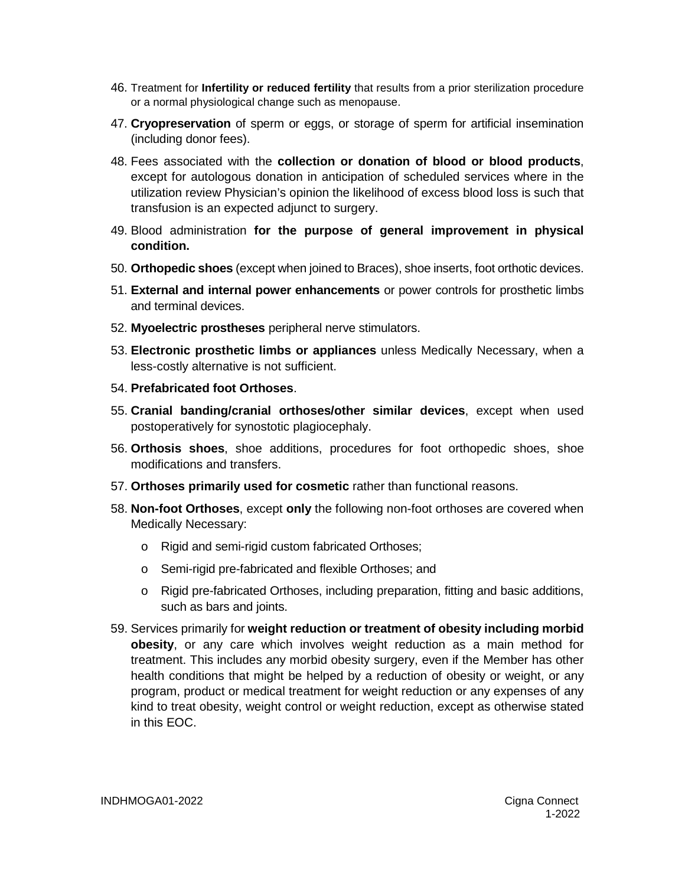46. Treatment for **Infertility or reduced fertility** that results from a prior sterilization procedure or a normal physiological change such as menopause.
47. **Cryopreservation** of sperm or eggs, or storage of sperm for artificial insemination (including donor fees).
48. Fees associated with the **collection or donation of blood or blood products**, except for autologous donation in anticipation of scheduled services where in the utilization review Physician's opinion the likelihood of excess blood loss is such that transfusion is an expected adjunct to surgery.
49. Blood administration **for the purpose of general improvement in physical condition.**
50. **Orthopedic shoes** (except when joined to Braces), shoe inserts, foot orthotic devices.
51. **External and internal power enhancements** or power controls for prosthetic limbs and terminal devices.
52. **Myoelectric prostheses** peripheral nerve stimulators.
53. **Electronic prosthetic limbs or appliances** unless Medically Necessary, when a less-costly alternative is not sufficient.
54. **Prefabricated foot Orthoses**.
55. **Cranial banding/cranial orthoses/other similar devices**, except when used postoperatively for synostotic plagiocephaly.
56. **Orthosis shoes**, shoe additions, procedures for foot orthopedic shoes, shoe modifications and transfers.
57. **Orthoses primarily used for cosmetic** rather than functional reasons.
58. **Non-foot Orthoses**, except **only** the following non-foot orthoses are covered when Medically Necessary:
    - Rigid and semi-rigid custom fabricated Orthoses;
    - Semi-rigid pre-fabricated and flexible Orthoses; and
    - Rigid pre-fabricated Orthoses, including preparation, fitting and basic additions, such as bars and joints.
59. Services primarily for **weight reduction or treatment of obesity including morbid obesity**, or any care which involves weight reduction as a main method for treatment. This includes any morbid obesity surgery, even if the Member has other health conditions that might be helped by a reduction of obesity or weight, or any program, product or medical treatment for weight reduction or any expenses of any kind to treat obesity, weight control or weight reduction, except as otherwise stated in this EOC.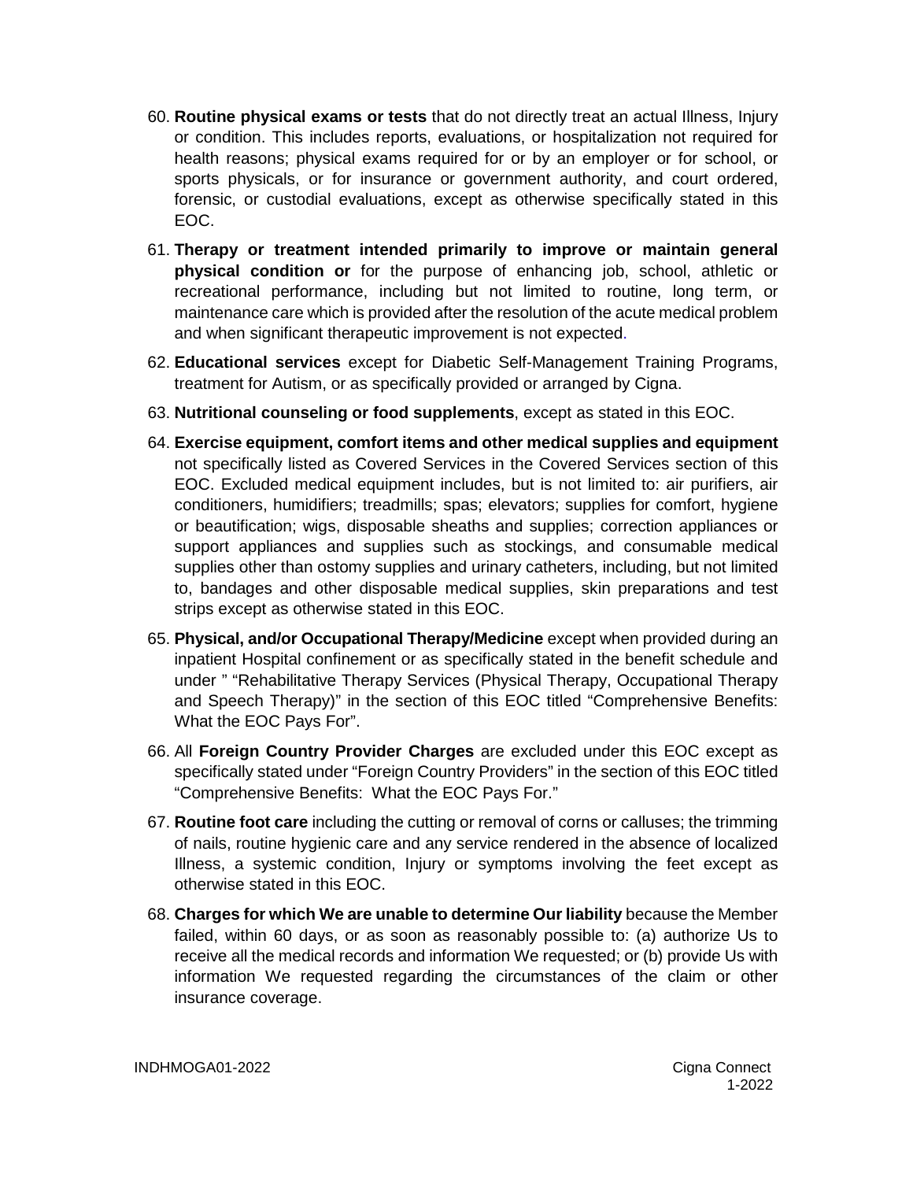60. **Routine physical exams or tests** that do not directly treat an actual Illness, Injury or condition. This includes reports, evaluations, or hospitalization not required for health reasons; physical exams required for or by an employer or for school, or sports physicals, or for insurance or government authority, and court ordered, forensic, or custodial evaluations, except as otherwise specifically stated in this EOC.
61. **Therapy or treatment intended primarily to improve or maintain general physical condition or** for the purpose of enhancing job, school, athletic or recreational performance, including but not limited to routine, long term, or maintenance care which is provided after the resolution of the acute medical problem and when significant therapeutic improvement is not expected.
62. **Educational services** except for Diabetic Self-Management Training Programs, treatment for Autism, or as specifically provided or arranged by Cigna.
63. **Nutritional counseling or food supplements**, except as stated in this EOC.
64. **Exercise equipment, comfort items and other medical supplies and equipment** not specifically listed as Covered Services in the Covered Services section of this EOC. Excluded medical equipment includes, but is not limited to: air purifiers, air conditioners, humidifiers; treadmills; spas; elevators; supplies for comfort, hygiene or beautification; wigs, disposable sheaths and supplies; correction appliances or support appliances and supplies such as stockings, and consumable medical supplies other than ostomy supplies and urinary catheters, including, but not limited to, bandages and other disposable medical supplies, skin preparations and test strips except as otherwise stated in this EOC.
65. **Physical, and/or Occupational Therapy/Medicine** except when provided during an inpatient Hospital confinement or as specifically stated in the benefit schedule and under " "Rehabilitative Therapy Services (Physical Therapy, Occupational Therapy and Speech Therapy)" in the section of this EOC titled "Comprehensive Benefits: What the EOC Pays For".
66. All **Foreign Country Provider Charges** are excluded under this EOC except as specifically stated under "Foreign Country Providers" in the section of this EOC titled "Comprehensive Benefits: What the EOC Pays For."
67. **Routine foot care** including the cutting or removal of corns or calluses; the trimming of nails, routine hygienic care and any service rendered in the absence of localized Illness, a systemic condition, Injury or symptoms involving the feet except as otherwise stated in this EOC.
68. **Charges for which We are unable to determine Our liability** because the Member failed, within 60 days, or as soon as reasonably possible to: (a) authorize Us to receive all the medical records and information We requested; or (b) provide Us with information We requested regarding the circumstances of the claim or other insurance coverage.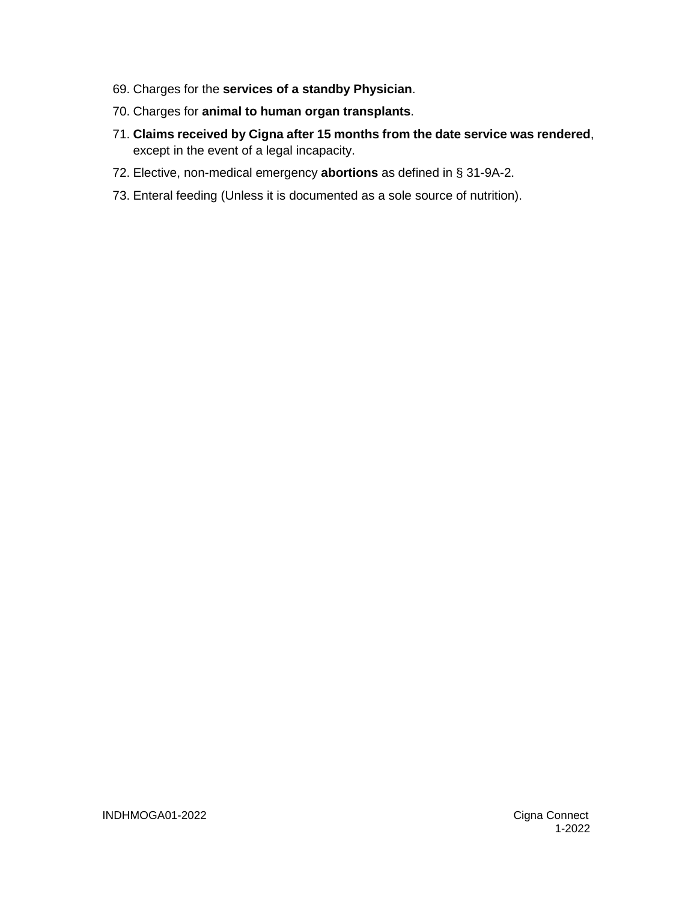69. Charges for the **services of a standby Physician**.
70. Charges for **animal to human organ transplants**.
71. **Claims received by Cigna after 15 months from the date service was rendered**, except in the event of a legal incapacity.
72. Elective, non-medical emergency **abortions** as defined in § 31-9A-2.
73. Enteral feeding (Unless it is documented as a sole source of nutrition).